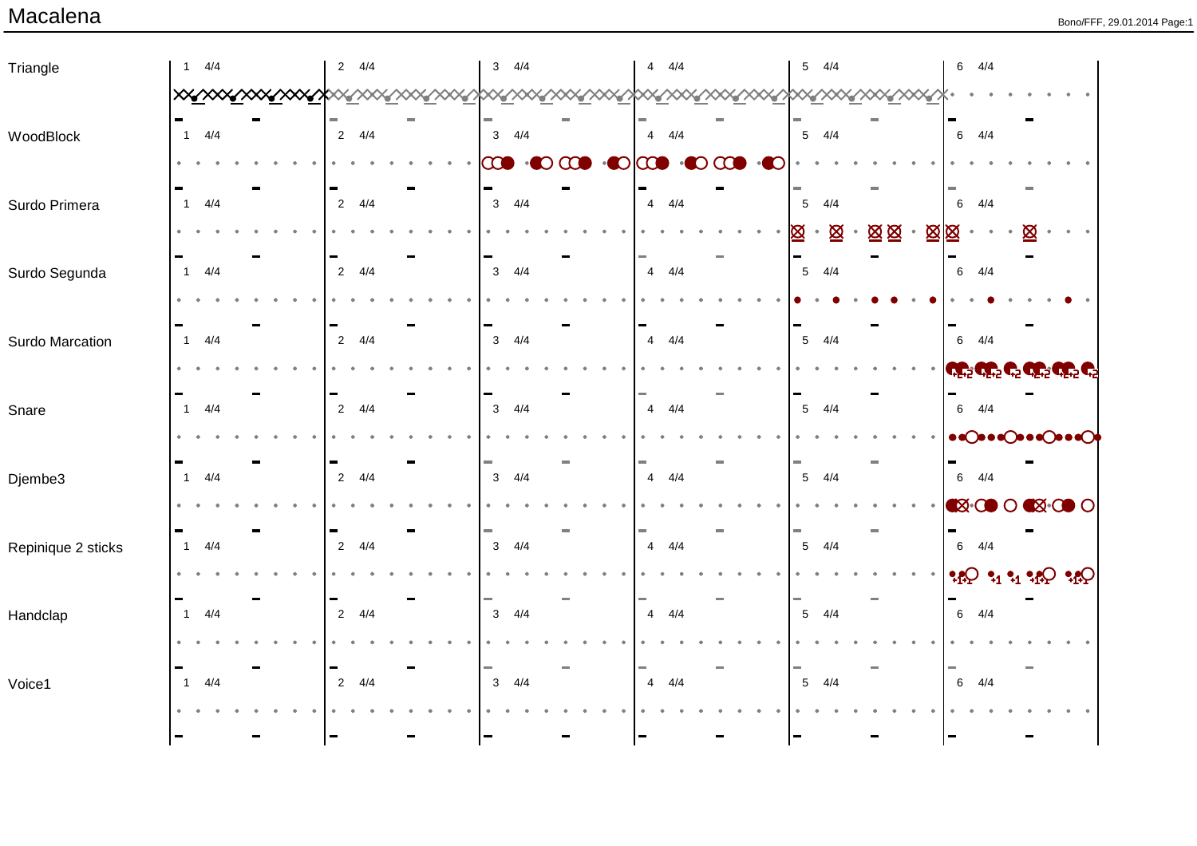# Macalena

Triangle

WoodBlock

Surdo Primera

Surdo Segunda

Surdo Marcation

Snare

Djembe3

Repinique 2 sticks

Handclap

Voice1

| Instrument | 1 | 2 | 3 | 4 | 5 | 6 |
|---|---|---|---|---|---|---|
| Triangle | 4/4 | 4/4 | 4/4 | 4/4 | 4/4 | 4/4 |
| WoodBlock | 4/4 | 4/4 | 4/4 | 4/4 | 4/4 | 4/4 |
| Surdo Primera | 4/4 | 4/4 | 4/4 | 4/4 | 4/4 | 4/4 |
| Surdo Segunda | 4/4 | 4/4 | 4/4 | 4/4 | 4/4 | 4/4 |
| Surdo Marcation | 4/4 | 4/4 | 4/4 | 4/4 | 4/4 | 4/4 |
| Snare | 4/4 | 4/4 | 4/4 | 4/4 | 4/4 | 4/4 |
| Djembe3 | 4/4 | 4/4 | 4/4 | 4/4 | 4/4 | 4/4 |
| Repinique 2 sticks | 4/4 | 4/4 | 4/4 | 4/4 | 4/4 | 4/4 |
| Handclap | 4/4 | 4/4 | 4/4 | 4/4 | 4/4 | 4/4 |
| Voice1 | 4/4 | 4/4 | 4/4 | 4/4 | 4/4 | 4/4 |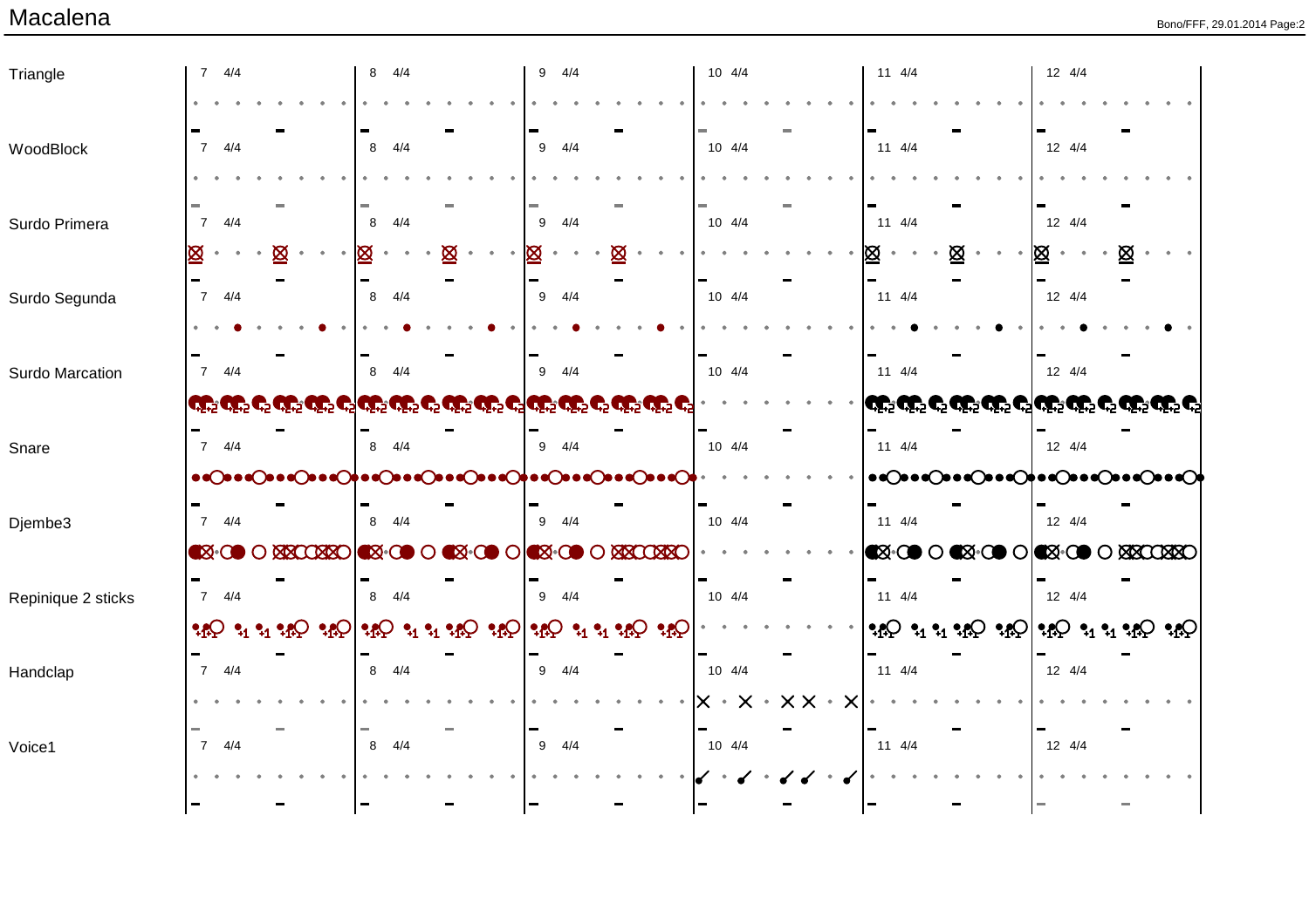# Macalena

| Instrument | | | | | | |
|---|---|---|---|---|---|---|
| Triangle | 7 4/4 | 8 4/4 | 9 4/4 | 10 4/4 | 11 4/4 | 12 4/4 |
| WoodBlock | 7 4/4 | 8 4/4 | 9 4/4 | 10 4/4 | 11 4/4 | 12 4/4 |
| Surdo Primera | 7 4/4 | 8 4/4 | 9 4/4 | 10 4/4 | 11 4/4 | 12 4/4 |
| Surdo Segunda | 7 4/4 | 8 4/4 | 9 4/4 | 10 4/4 | 11 4/4 | 12 4/4 |
| Surdo Marcation | 7 4/4 | 8 4/4 | 9 4/4 | 10 4/4 | 11 4/4 | 12 4/4 |
| Snare | 7 4/4 | 8 4/4 | 9 4/4 | 10 4/4 | 11 4/4 | 12 4/4 |
| Djembe3 | 7 4/4 | 8 4/4 | 9 4/4 | 10 4/4 | 11 4/4 | 12 4/4 |
| Repinique 2 sticks | 7 4/4 | 8 4/4 | 9 4/4 | 10 4/4 | 11 4/4 | 12 4/4 |
| Handclap | 7 4/4 | 8 4/4 | 9 4/4 | 10 4/4 | 11 4/4 | 12 4/4 |
| Voice1 | 7 4/4 | 8 4/4 | 9 4/4 | 10 4/4 | 11 4/4 | 12 4/4 |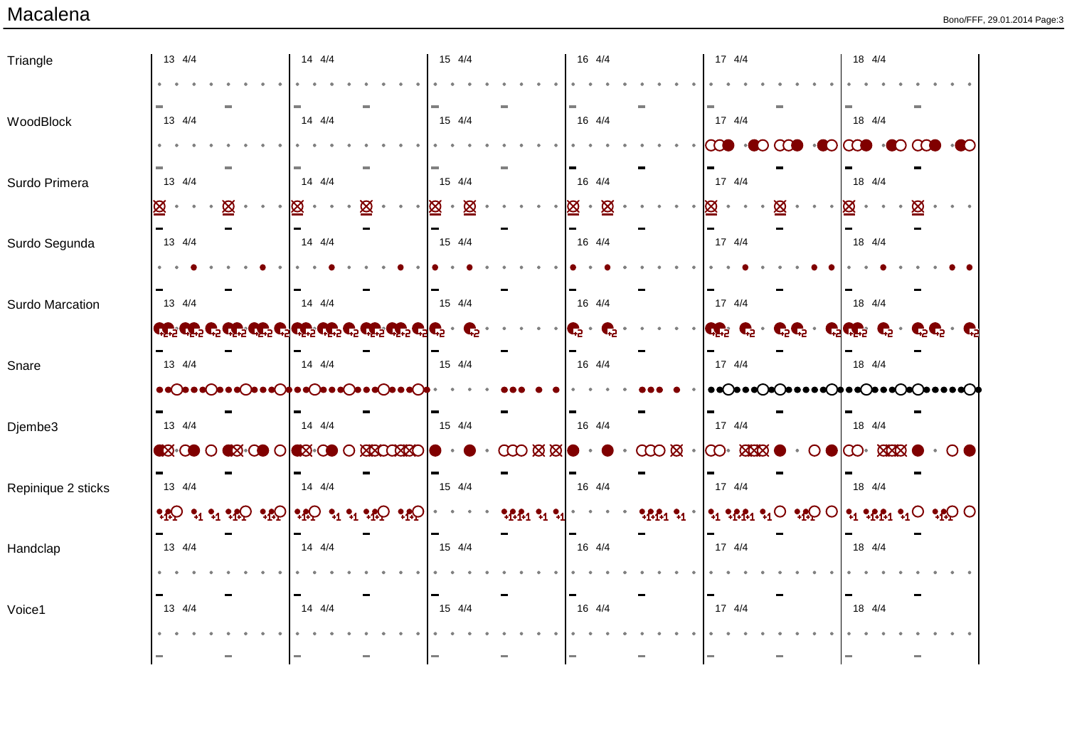# Macalena

Triangle — 13 4/4 | 14 4/4 | 15 4/4 | 16 4/4 | 17 4/4 | 18 4/4

WoodBlock — 13 4/4 | 14 4/4 | 15 4/4 | 16 4/4 | 17 4/4 | 18 4/4

Surdo Primera — 13 4/4 | 14 4/4 | 15 4/4 | 16 4/4 | 17 4/4 | 18 4/4

Surdo Segunda — 13 4/4 | 14 4/4 | 15 4/4 | 16 4/4 | 17 4/4 | 18 4/4

Surdo Marcation — 13 4/4 | 14 4/4 | 15 4/4 | 16 4/4 | 17 4/4 | 18 4/4

Snare — 13 4/4 | 14 4/4 | 15 4/4 | 16 4/4 | 17 4/4 | 18 4/4

Djembe3 — 13 4/4 | 14 4/4 | 15 4/4 | 16 4/4 | 17 4/4 | 18 4/4

Repinique 2 sticks — 13 4/4 | 14 4/4 | 15 4/4 | 16 4/4 | 17 4/4 | 18 4/4

Handclap — 13 4/4 | 14 4/4 | 15 4/4 | 16 4/4 | 17 4/4 | 18 4/4

Voice1 — 13 4/4 | 14 4/4 | 15 4/4 | 16 4/4 | 17 4/4 | 18 4/4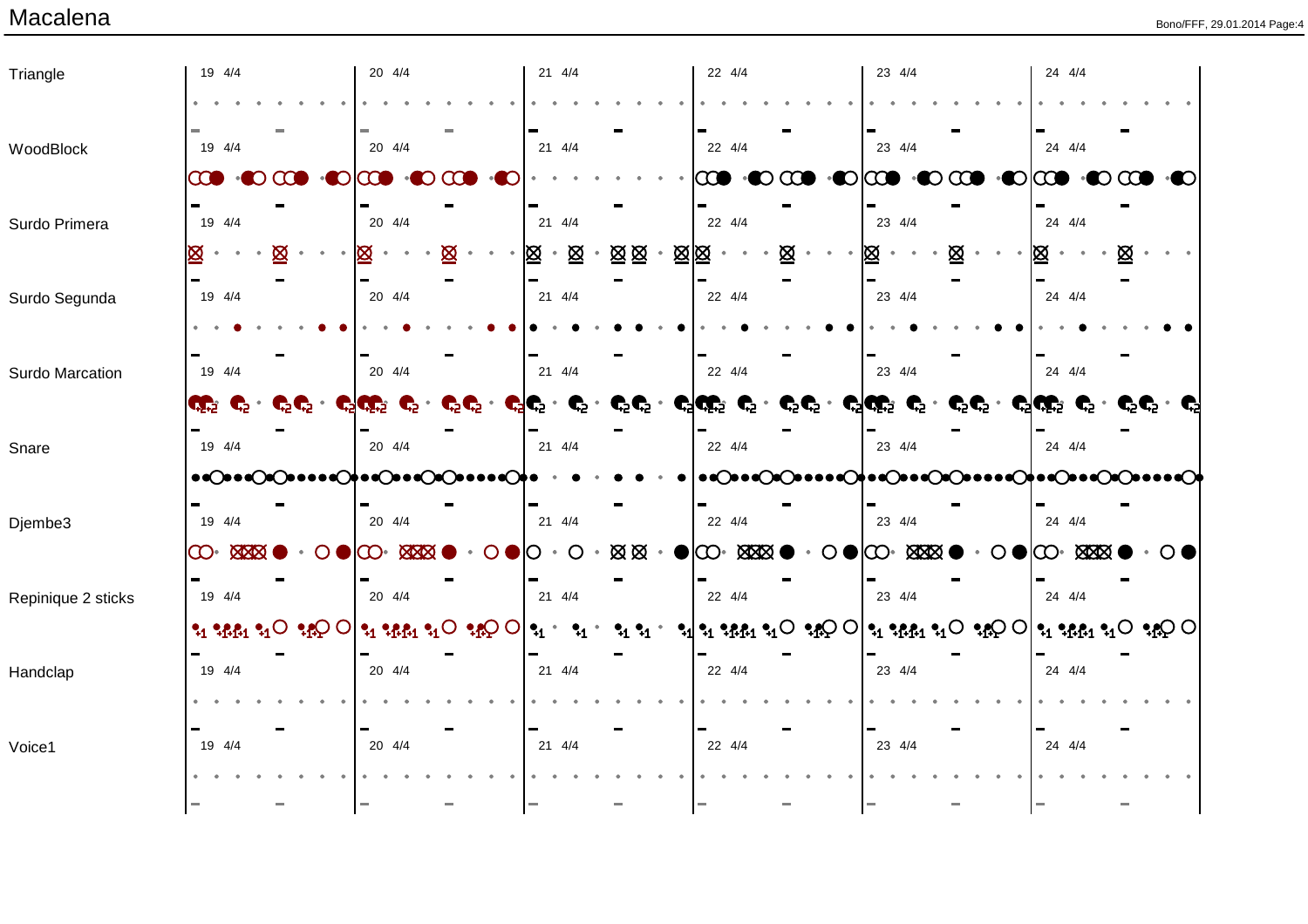# Macalena

| Instrument | | | | | | |
|---|---|---|---|---|---|---|
| Triangle | 19 4/4 | 20 4/4 | 21 4/4 | 22 4/4 | 23 4/4 | 24 4/4 |
| WoodBlock | 19 4/4 | 20 4/4 | 21 4/4 | 22 4/4 | 23 4/4 | 24 4/4 |
| Surdo Primera | 19 4/4 | 20 4/4 | 21 4/4 | 22 4/4 | 23 4/4 | 24 4/4 |
| Surdo Segunda | 19 4/4 | 20 4/4 | 21 4/4 | 22 4/4 | 23 4/4 | 24 4/4 |
| Surdo Marcation | 19 4/4 | 20 4/4 | 21 4/4 | 22 4/4 | 23 4/4 | 24 4/4 |
| Snare | 19 4/4 | 20 4/4 | 21 4/4 | 22 4/4 | 23 4/4 | 24 4/4 |
| Djembe3 | 19 4/4 | 20 4/4 | 21 4/4 | 22 4/4 | 23 4/4 | 24 4/4 |
| Repinique 2 sticks | 19 4/4 | 20 4/4 | 21 4/4 | 22 4/4 | 23 4/4 | 24 4/4 |
| Handclap | 19 4/4 | 20 4/4 | 21 4/4 | 22 4/4 | 23 4/4 | 24 4/4 |
| Voice1 | 19 4/4 | 20 4/4 | 21 4/4 | 22 4/4 | 23 4/4 | 24 4/4 |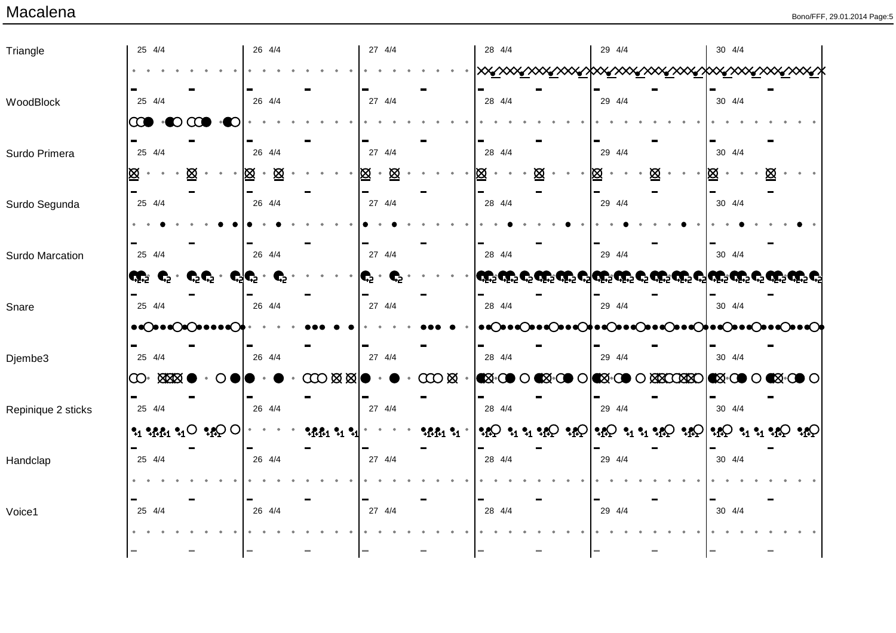# Macalena

| Instrument | | | | | | |
|---|---|---|---|---|---|---|
| Triangle | 25 4/4 | 26 4/4 | 27 4/4 | 28 4/4 | 29 4/4 | 30 4/4 |
| WoodBlock | 25 4/4 | 26 4/4 | 27 4/4 | 28 4/4 | 29 4/4 | 30 4/4 |
| Surdo Primera | 25 4/4 | 26 4/4 | 27 4/4 | 28 4/4 | 29 4/4 | 30 4/4 |
| Surdo Segunda | 25 4/4 | 26 4/4 | 27 4/4 | 28 4/4 | 29 4/4 | 30 4/4 |
| Surdo Marcation | 25 4/4 | 26 4/4 | 27 4/4 | 28 4/4 | 29 4/4 | 30 4/4 |
| Snare | 25 4/4 | 26 4/4 | 27 4/4 | 28 4/4 | 29 4/4 | 30 4/4 |
| Djembe3 | 25 4/4 | 26 4/4 | 27 4/4 | 28 4/4 | 29 4/4 | 30 4/4 |
| Repinique 2 sticks | 25 4/4 | 26 4/4 | 27 4/4 | 28 4/4 | 29 4/4 | 30 4/4 |
| Handclap | 25 4/4 | 26 4/4 | 27 4/4 | 28 4/4 | 29 4/4 | 30 4/4 |
| Voice1 | 25 4/4 | 26 4/4 | 27 4/4 | 28 4/4 | 29 4/4 | 30 4/4 |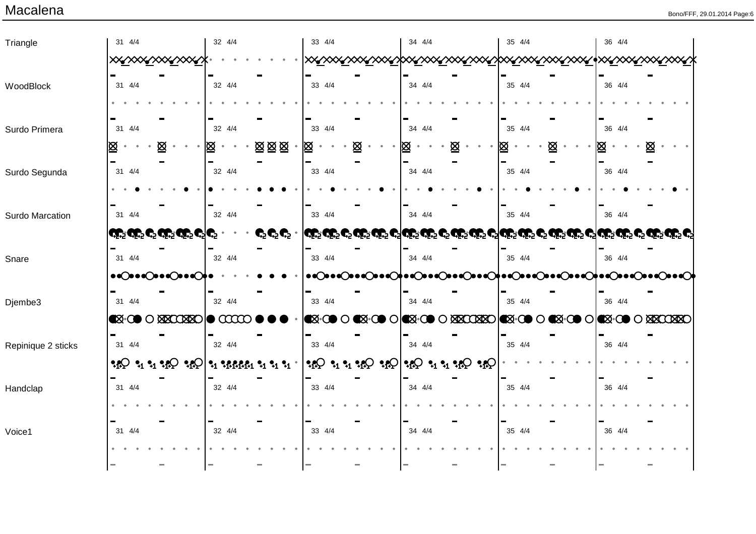# Macalena

Triangle

WoodBlock

Surdo Primera

Surdo Segunda

Surdo Marcation

Snare

Djembe3

Repinique 2 sticks

Handclap

Voice1

31 4/4

32 4/4

33 4/4

34 4/4

35 4/4

36 4/4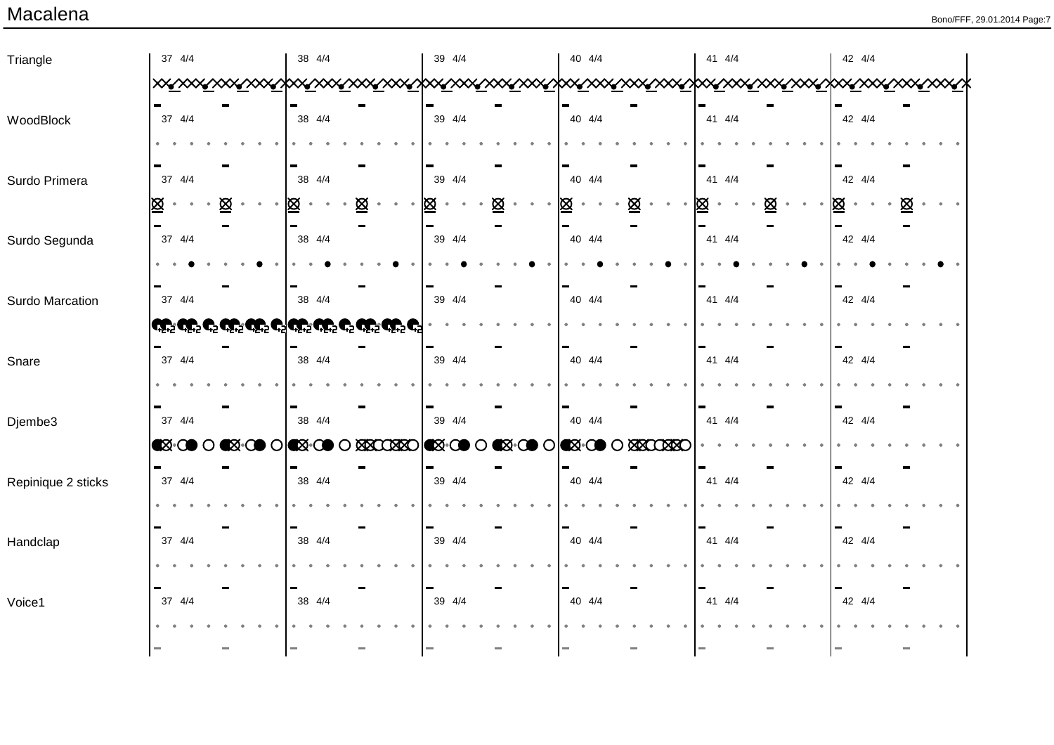# Macalena

| | 37 4/4 | 38 4/4 | 39 4/4 | 40 4/4 | 41 4/4 | 42 4/4 |
|---|---|---|---|---|---|---|
| Triangle | | | | | | |
| WoodBlock | | | | | | |
| Surdo Primera | | | | | | |
| Surdo Segunda | | | | | | |
| Surdo Marcation | | | | | | |
| Snare | | | | | | |
| Djembe3 | | | | | | |
| Repinique 2 sticks | | | | | | |
| Handclap | | | | | | |
| Voice1 | | | | | | |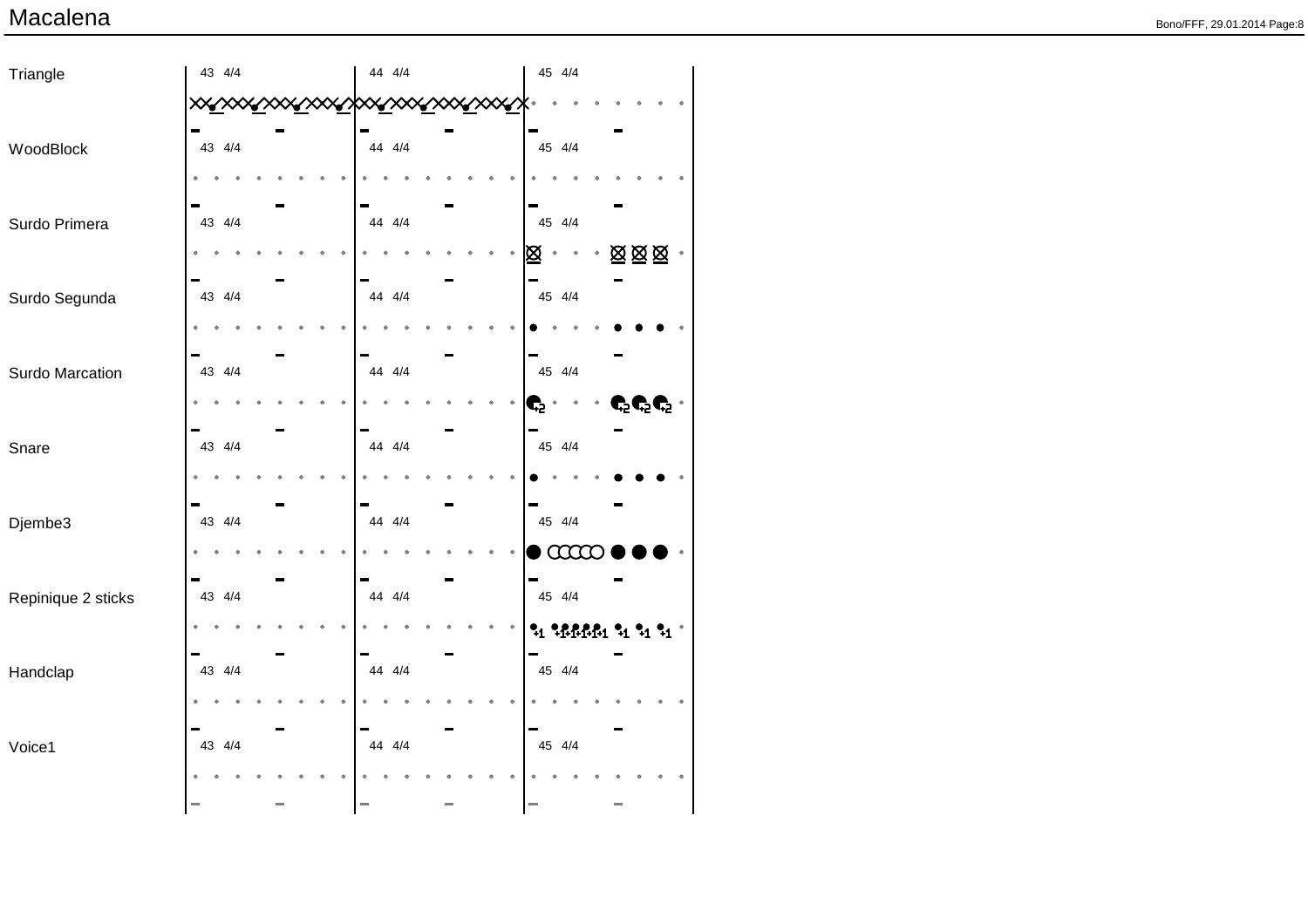# Macalena

Triangle
43 4/4
44 4/4
45 4/4

WoodBlock
43 4/4
44 4/4
45 4/4

Surdo Primera
43 4/4
44 4/4
45 4/4

Surdo Segunda
43 4/4
44 4/4
45 4/4

Surdo Marcation
43 4/4
44 4/4
45 4/4

Snare
43 4/4
44 4/4
45 4/4

Djembe3
43 4/4
44 4/4
45 4/4

Repinique 2 sticks
43 4/4
44 4/4
45 4/4

Handclap
43 4/4
44 4/4
45 4/4

Voice1
43 4/4
44 4/4
45 4/4